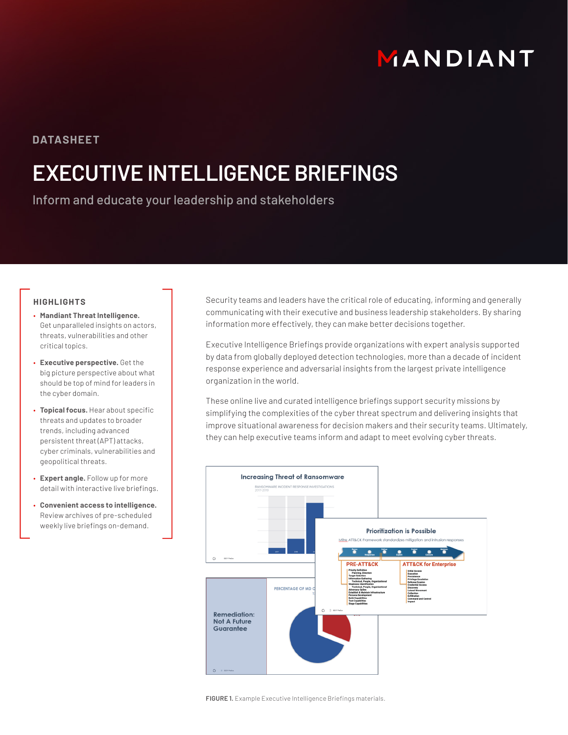DATASHEET

# EXECUTIVE INTELLIGENCE BRIEFINGS

Inform and educate your leadership and stakeholders

## HIGHLIGHTS

- **Mandiant Threat Intelligence.** Get unparalleled insights on actors, threats, vulnerabilities and other critical topics.
- **Executive perspective.** Get the big picture perspective about what should be top of mind for leaders in the cyber domain.
- **Topical focus.** Hear about specific threats and updates to broader trends, including advanced persistent threat (APT) attacks, cyber criminals, vulnerabilities and geopolitical threats.
- **Expert angle.** Follow up for more detail with interactive live briefings.
- **Convenient access to intelligence.** Review archives of pre-scheduled weekly live briefings on-demand.

Security teams and leaders have the critical role of educating, informing and generally communicating with their executive and business leadership stakeholders. By sharing information more effectively, they can make better decisions together.

Executive Intelligence Briefings provide organizations with expert analysis supported by data from globally deployed detection technologies, more than a decade of incident response experience and adversarial insights from the largest private intelligence organization in the world.

These online live and curated intelligence briefings support security missions by simplifying the complexities of the cyber threat spectrum and delivering insights that improve situational awareness for decision makers and their security teams. Ultimately, they can help executive teams inform and adapt to meet evolving cyber threats.

**FIGURE 1.** Example Executive Intelligence Briefings materials.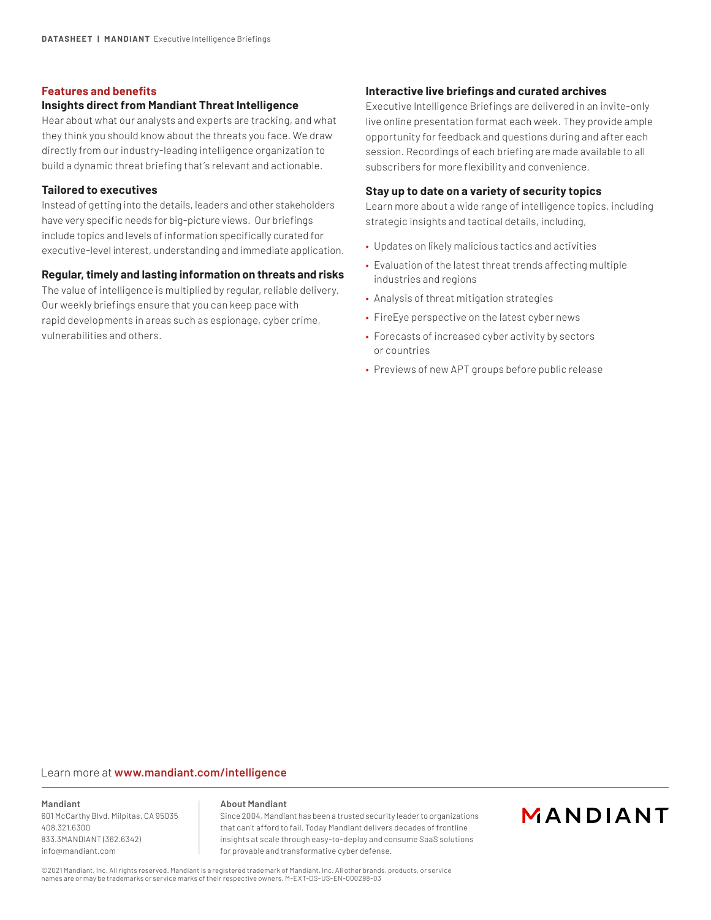## Features and benefits

### Insights direct from Mandiant Threat Intelligence

Hear about what our analysts and experts are tracking, and what they think you should know about the threats you face. We draw directly from our industry-leading intelligence organization to build a dynamic threat briefing that's relevant and actionable.

### Tailored to executives

Instead of getting into the details, leaders and other stakeholders have very specific needs for big-picture views. Our briefings include topics and levels of information specifically curated for executive-level interest, understanding and immediate application.

### Regular, timely and lasting information on threats and risks

The value of intelligence is multiplied by regular, reliable delivery. Our weekly briefings ensure that you can keep pace with rapid developments in areas such as espionage, cyber crime, vulnerabilities and others.

### Interactive live briefings and curated archives

Executive Intelligence Briefings are delivered in an invite-only live online presentation format each week. They provide ample opportunity for feedback and questions during and after each session. Recordings of each briefing are made available to all subscribers for more flexibility and convenience.

### Stay up to date on a variety of security topics

Learn more about a wide range of intelligence topics, including strategic insights and tactical details, including,

- Updates on likely malicious tactics and activities
- Evaluation of the latest threat trends affecting multiple industries and regions
- Analysis of threat mitigation strategies
- FireEye perspective on the latest cyber news
- Forecasts of increased cyber activity by sectors or countries
- Previews of new APT groups before public release

Learn more at **www.mandiant.com/intelligence**

**Mandiant**
601 McCarthy Blvd. Milpitas, CA 95035
408.321.6300
833.3MANDIANT (362.6342)
info@mandiant.com

**About Mandiant**
Since 2004, Mandiant has been a trusted security leader to organizations that can't afford to fail. Today Mandiant delivers decades of frontline insights at scale through easy-to-deploy and consume SaaS solutions for provable and transformative cyber defense.

MANDIANT

©2021 Mandiant, Inc. All rights reserved. Mandiant is a registered trademark of Mandiant, Inc. All other brands, products, or service names are or may be trademarks or service marks of their respective owners. M-EXT-DS-US-EN-000298-03